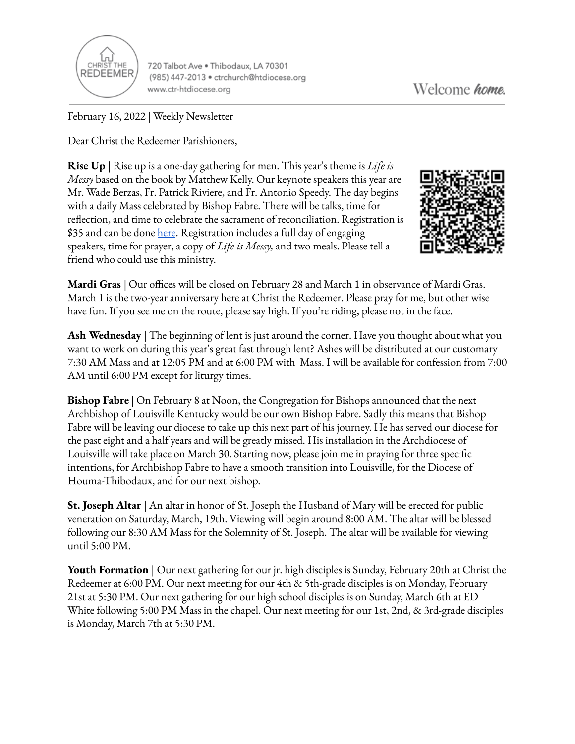CHRIST THE REDEEMER

720 Talbot Ave • Thibodaux, LA 70301
(985) 447-2013 • ctrchurch@htdiocese.org
www.ctr-htdiocese.org

Welcome *home.*

February 16, 2022 | Weekly Newsletter

Dear Christ the Redeemer Parishioners,

**Rise Up** | Rise up is a one-day gathering for men. This year's theme is *Life is Messy* based on the book by Matthew Kelly. Our keynote speakers this year are Mr. Wade Berzas, Fr. Patrick Riviere, and Fr. Antonio Speedy. The day begins with a daily Mass celebrated by Bishop Fabre. There will be talks, time for reflection, and time to celebrate the sacrament of reconciliation. Registration is $35 and can be done here. Registration includes a full day of engaging speakers, time for prayer, a copy of *Life is Messy,* and two meals. Please tell a friend who could use this ministry.

**Mardi Gras** | Our offices will be closed on February 28 and March 1 in observance of Mardi Gras. March 1 is the two-year anniversary here at Christ the Redeemer. Please pray for me, but other wise have fun. If you see me on the route, please say high. If you're riding, please not in the face.

**Ash Wednesday** | The beginning of lent is just around the corner. Have you thought about what you want to work on during this year's great fast through lent? Ashes will be distributed at our customary 7:30 AM Mass and at 12:05 PM and at 6:00 PM with Mass. I will be available for confession from 7:00 AM until 6:00 PM except for liturgy times.

**Bishop Fabre** | On February 8 at Noon, the Congregation for Bishops announced that the next Archbishop of Louisville Kentucky would be our own Bishop Fabre. Sadly this means that Bishop Fabre will be leaving our diocese to take up this next part of his journey. He has served our diocese for the past eight and a half years and will be greatly missed. His installation in the Archdiocese of Louisville will take place on March 30. Starting now, please join me in praying for three specific intentions, for Archbishop Fabre to have a smooth transition into Louisville, for the Diocese of Houma-Thibodaux, and for our next bishop.

**St. Joseph Altar** | An altar in honor of St. Joseph the Husband of Mary will be erected for public veneration on Saturday, March, 19th. Viewing will begin around 8:00 AM. The altar will be blessed following our 8:30 AM Mass for the Solemnity of St. Joseph. The altar will be available for viewing until 5:00 PM.

**Youth Formation** | Our next gathering for our jr. high disciples is Sunday, February 20th at Christ the Redeemer at 6:00 PM. Our next meeting for our 4th & 5th-grade disciples is on Monday, February 21st at 5:30 PM. Our next gathering for our high school disciples is on Sunday, March 6th at ED White following 5:00 PM Mass in the chapel. Our next meeting for our 1st, 2nd, & 3rd-grade disciples is Monday, March 7th at 5:30 PM.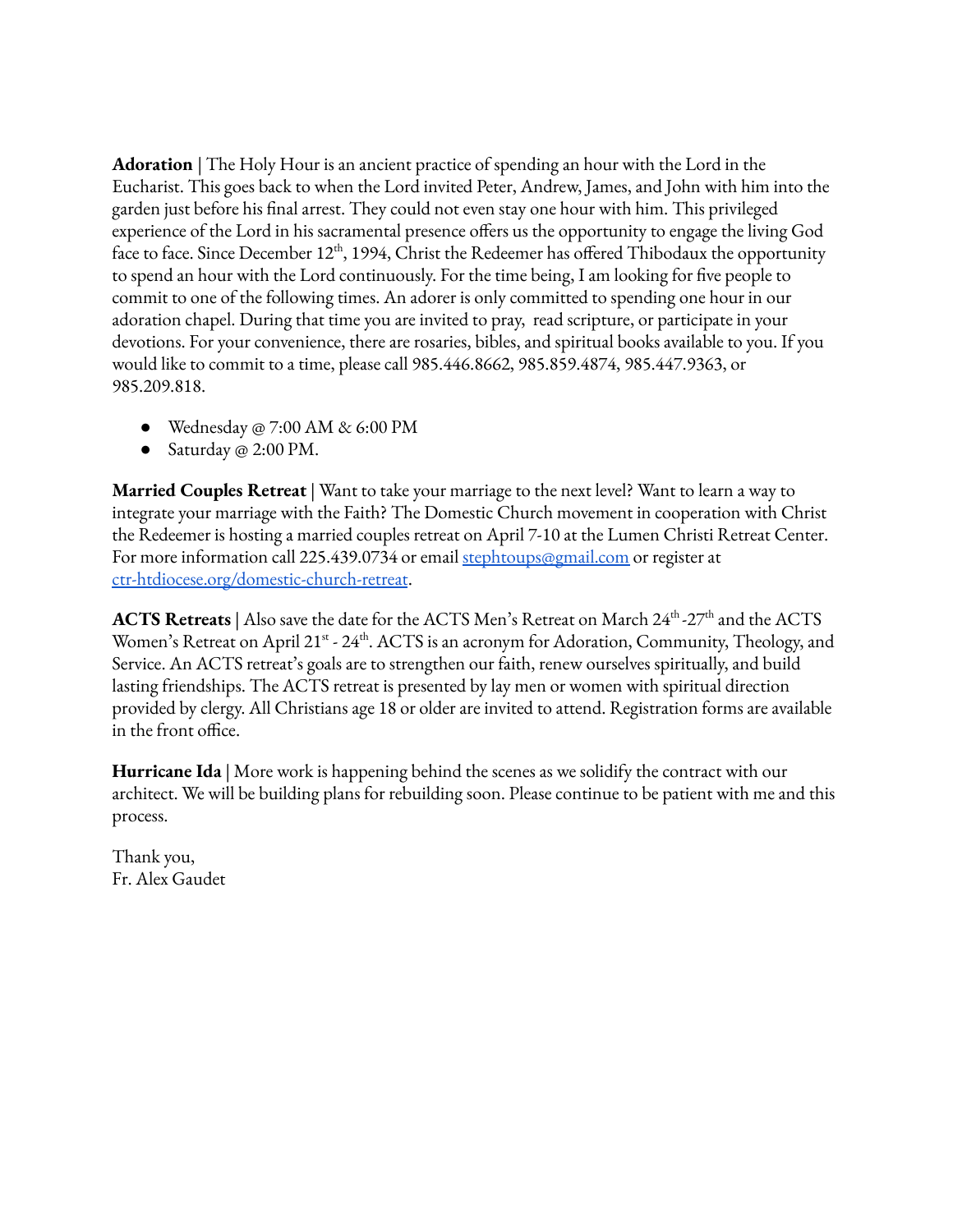**Adoration |** The Holy Hour is an ancient practice of spending an hour with the Lord in the Eucharist. This goes back to when the Lord invited Peter, Andrew, James, and John with him into the garden just before his final arrest. They could not even stay one hour with him. This privileged experience of the Lord in his sacramental presence offers us the opportunity to engage the living God face to face. Since December 12th, 1994, Christ the Redeemer has offered Thibodaux the opportunity to spend an hour with the Lord continuously. For the time being, I am looking for five people to commit to one of the following times. An adorer is only committed to spending one hour in our adoration chapel. During that time you are invited to pray, read scripture, or participate in your devotions. For your convenience, there are rosaries, bibles, and spiritual books available to you. If you would like to commit to a time, please call 985.446.8662, 985.859.4874, 985.447.9363, or 985.209.818.

- Wednesday @ 7:00 AM & 6:00 PM
- Saturday @ 2:00 PM.

**Married Couples Retreat |** Want to take your marriage to the next level? Want to learn a way to integrate your marriage with the Faith? The Domestic Church movement in cooperation with Christ the Redeemer is hosting a married couples retreat on April 7-10 at the Lumen Christi Retreat Center. For more information call 225.439.0734 or email stephtoups@gmail.com or register at ctr-htdiocese.org/domestic-church-retreat.

**ACTS Retreats |** Also save the date for the ACTS Men's Retreat on March 24th-27th and the ACTS Women's Retreat on April 21st - 24th. ACTS is an acronym for Adoration, Community, Theology, and Service. An ACTS retreat's goals are to strengthen our faith, renew ourselves spiritually, and build lasting friendships. The ACTS retreat is presented by lay men or women with spiritual direction provided by clergy. All Christians age 18 or older are invited to attend. Registration forms are available in the front office.

**Hurricane Ida |** More work is happening behind the scenes as we solidify the contract with our architect. We will be building plans for rebuilding soon. Please continue to be patient with me and this process.

Thank you,
Fr. Alex Gaudet